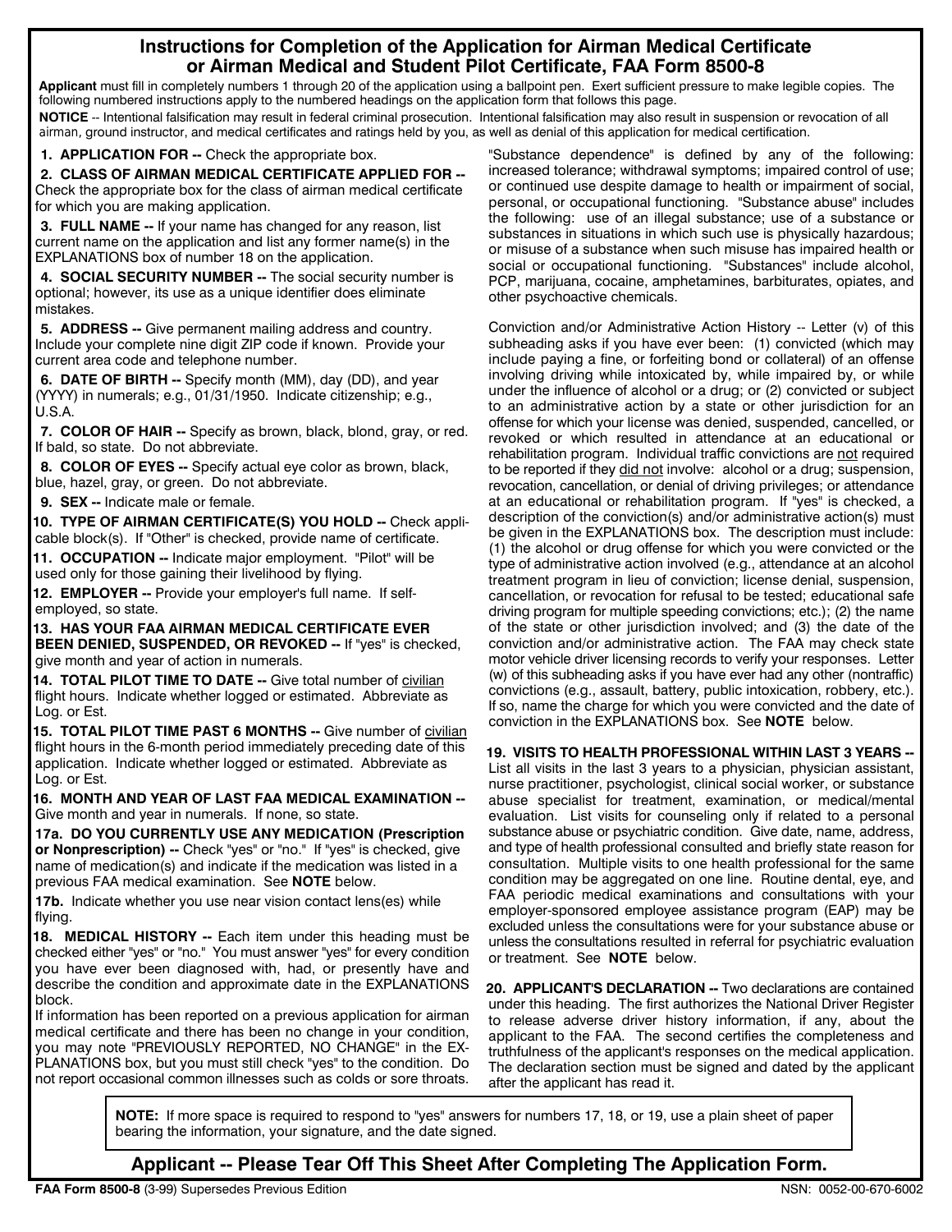# Instructions for Completion of the Application for Airman Medical Certificate or Airman Medical and Student Pilot Certificate, FAA Form 8500-8

**Applicant** must fill in completely numbers 1 through 20 of the application using a ballpoint pen. Exert sufficient pressure to make legible copies. The following numbered instructions apply to the numbered headings on the application form that follows this page.

**NOTICE** -- Intentional falsification may result in federal criminal prosecution. Intentional falsification may also result in suspension or revocation of all airman, ground instructor, and medical certificates and ratings held by you, as well as denial of this application for medical certification.

**1. APPLICATION FOR --** Check the appropriate box.

**2. CLASS OF AIRMAN MEDICAL CERTIFICATE APPLIED FOR --** Check the appropriate box for the class of airman medical certificate for which you are making application.

**3. FULL NAME --** If your name has changed for any reason, list current name on the application and list any former name(s) in the EXPLANATIONS box of number 18 on the application.

**4. SOCIAL SECURITY NUMBER --** The social security number is optional; however, its use as a unique identifier does eliminate mistakes.

**5. ADDRESS --** Give permanent mailing address and country. Include your complete nine digit ZIP code if known. Provide your current area code and telephone number.

**6. DATE OF BIRTH --** Specify month (MM), day (DD), and year (YYYY) in numerals; e.g., 01/31/1950. Indicate citizenship; e.g., U.S.A.

**7. COLOR OF HAIR --** Specify as brown, black, blond, gray, or red. If bald, so state. Do not abbreviate.

**8. COLOR OF EYES --** Specify actual eye color as brown, black, blue, hazel, gray, or green. Do not abbreviate.

**9. SEX --** Indicate male or female.

**10. TYPE OF AIRMAN CERTIFICATE(S) YOU HOLD --** Check applicable block(s). If "Other" is checked, provide name of certificate.

**11. OCCUPATION --** Indicate major employment. "Pilot" will be used only for those gaining their livelihood by flying.

**12. EMPLOYER --** Provide your employer's full name. If self-employed, so state.

**13. HAS YOUR FAA AIRMAN MEDICAL CERTIFICATE EVER BEEN DENIED, SUSPENDED, OR REVOKED --** If "yes" is checked, give month and year of action in numerals.

**14. TOTAL PILOT TIME TO DATE --** Give total number of civilian flight hours. Indicate whether logged or estimated. Abbreviate as Log. or Est.

**15. TOTAL PILOT TIME PAST 6 MONTHS --** Give number of civilian flight hours in the 6-month period immediately preceding date of this application. Indicate whether logged or estimated. Abbreviate as Log. or Est.

**16. MONTH AND YEAR OF LAST FAA MEDICAL EXAMINATION --** Give month and year in numerals. If none, so state.

**17a. DO YOU CURRENTLY USE ANY MEDICATION (Prescription or Nonprescription) --** Check "yes" or "no." If "yes" is checked, give name of medication(s) and indicate if the medication was listed in a previous FAA medical examination. See **NOTE** below.

**17b.** Indicate whether you use near vision contact lens(es) while flying.

**18. MEDICAL HISTORY --** Each item under this heading must be checked either "yes" or "no." You must answer "yes" for every condition you have ever been diagnosed with, had, or presently have and describe the condition and approximate date in the EXPLANATIONS block.

If information has been reported on a previous application for airman medical certificate and there has been no change in your condition, you may note "PREVIOUSLY REPORTED, NO CHANGE" in the EXPLANATIONS box, but you must still check "yes" to the condition. Do not report occasional common illnesses such as colds or sore throats.

"Substance dependence" is defined by any of the following: increased tolerance; withdrawal symptoms; impaired control of use; or continued use despite damage to health or impairment of social, personal, or occupational functioning. "Substance abuse" includes the following: use of an illegal substance; use of a substance or substances in situations in which such use is physically hazardous; or misuse of a substance when such misuse has impaired health or social or occupational functioning. "Substances" include alcohol, PCP, marijuana, cocaine, amphetamines, barbiturates, opiates, and other psychoactive chemicals.

Conviction and/or Administrative Action History -- Letter (v) of this subheading asks if you have ever been: (1) convicted (which may include paying a fine, or forfeiting bond or collateral) of an offense involving driving while intoxicated by, while impaired by, or while under the influence of alcohol or a drug; or (2) convicted or subject to an administrative action by a state or other jurisdiction for an offense for which your license was denied, suspended, cancelled, or revoked or which resulted in attendance at an educational or rehabilitation program. Individual traffic convictions are not required to be reported if they did not involve: alcohol or a drug; suspension, revocation, cancellation, or denial of driving privileges; or attendance at an educational or rehabilitation program. If "yes" is checked, a description of the conviction(s) and/or administrative action(s) must be given in the EXPLANATIONS box. The description must include: (1) the alcohol or drug offense for which you were convicted or the type of administrative action involved (e.g., attendance at an alcohol treatment program in lieu of conviction; license denial, suspension, cancellation, or revocation for refusal to be tested; educational safe driving program for multiple speeding convictions; etc.); (2) the name of the state or other jurisdiction involved; and (3) the date of the conviction and/or administrative action. The FAA may check state motor vehicle driver licensing records to verify your responses. Letter (w) of this subheading asks if you have ever had any other (nontraffic) convictions (e.g., assault, battery, public intoxication, robbery, etc.). If so, name the charge for which you were convicted and the date of conviction in the EXPLANATIONS box. See **NOTE** below.

**19. VISITS TO HEALTH PROFESSIONAL WITHIN LAST 3 YEARS --** List all visits in the last 3 years to a physician, physician assistant, nurse practitioner, psychologist, clinical social worker, or substance abuse specialist for treatment, examination, or medical/mental evaluation. List visits for counseling only if related to a personal substance abuse or psychiatric condition. Give date, name, address, and type of health professional consulted and briefly state reason for consultation. Multiple visits to one health professional for the same condition may be aggregated on one line. Routine dental, eye, and FAA periodic medical examinations and consultations with your employer-sponsored employee assistance program (EAP) may be excluded unless the consultations were for your substance abuse or unless the consultations resulted in referral for psychiatric evaluation or treatment. See **NOTE** below.

**20. APPLICANT'S DECLARATION --** Two declarations are contained under this heading. The first authorizes the National Driver Register to release adverse driver history information, if any, about the applicant to the FAA. The second certifies the completeness and truthfulness of the applicant's responses on the medical application. The declaration section must be signed and dated by the applicant after the applicant has read it.

**NOTE:** If more space is required to respond to "yes" answers for numbers 17, 18, or 19, use a plain sheet of paper bearing the information, your signature, and the date signed.

**Applicant -- Please Tear Off This Sheet After Completing The Application Form.**

**FAA Form 8500-8** (3-99) Supersedes Previous Edition NSN: 0052-00-670-6002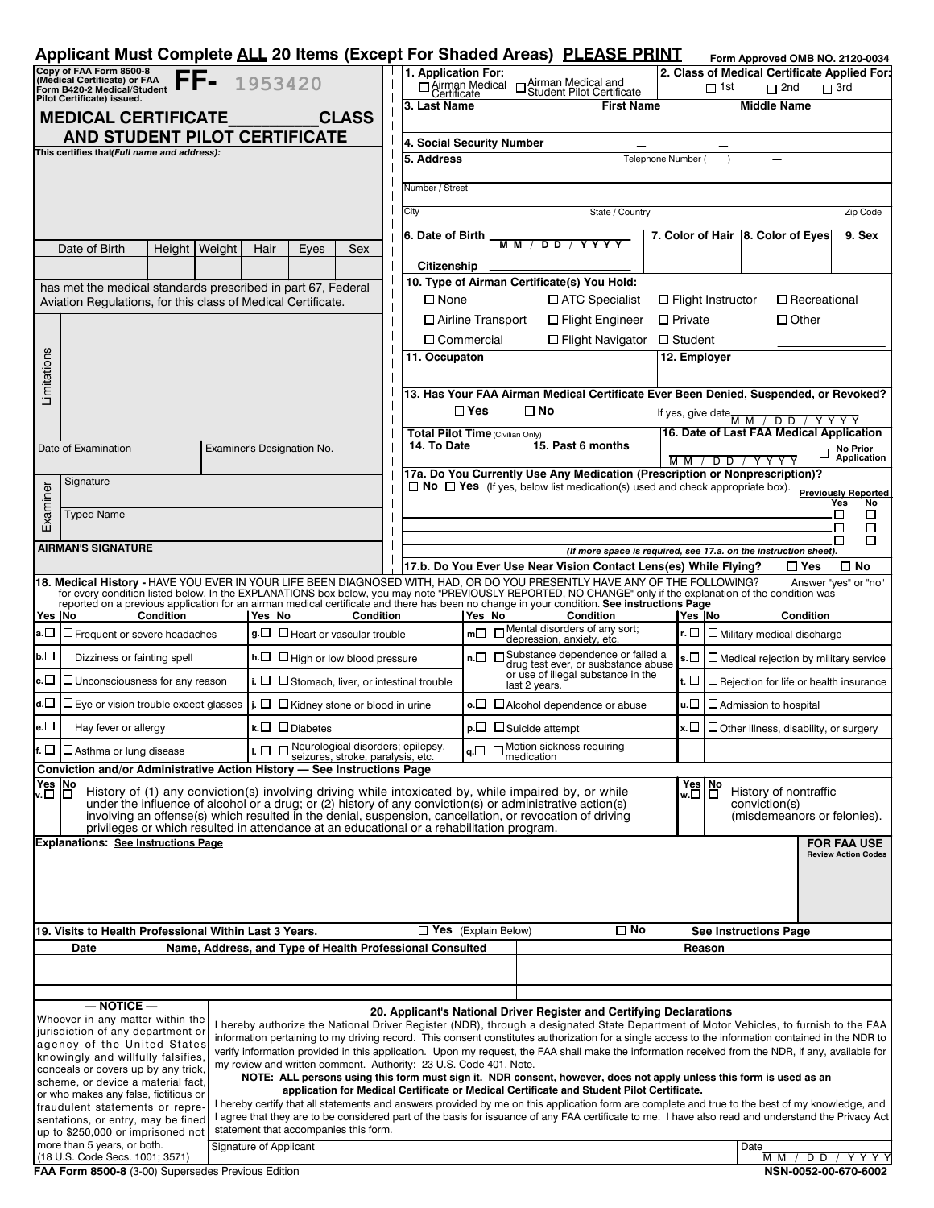# Applicant Must Complete ALL 20 Items (Except For Shaded Areas) PLEASE PRINT

Form Approved OMB NO. 2120-0034

Copy of FAA Form 8500-8 (Medical Certificate) or FAA Form B420-2 Medical/Student Pilot Certificate) issued. **FF-** 1953420

## MEDICAL CERTIFICATE __________ CLASS AND STUDENT PILOT CERTIFICATE

This certifies that *(Full name and address):*

| Date of Birth | Height | Weight | Hair | Eyes | Sex |
|---|---|---|---|---|---|
| | | | | | |

has met the medical standards prescribed in part 67, Federal Aviation Regulations, for this class of Medical Certificate.

Limitations

| Date of Examination | Examiner's Designation No. |
|---|---|
| | |

Examiner: Signature

Typed Name

**AIRMAN'S SIGNATURE**

---

**1. Application For:** ☐ Airman Medical Certificate ☐ Airman Medical and Student Pilot Certificate

**2. Class of Medical Certificate Applied For:** ☐ 1st ☐ 2nd ☐ 3rd

**3. Last Name** | **First Name** | **Middle Name**

**4. Social Security Number** ___ – ___ – ___

**5. Address** Telephone Number ( ) –

Number / Street

City | State / Country | Zip Code

**6. Date of Birth** MM / DD / YYYY

Citizenship ________________

**7. Color of Hair** | **8. Color of Eyes** | **9. Sex**

**10. Type of Airman Certificate(s) You Hold:**

☐ None ☐ ATC Specialist ☐ Flight Instructor ☐ Recreational
☐ Airline Transport ☐ Flight Engineer ☐ Private ☐ Other
☐ Commercial ☐ Flight Navigator ☐ Student ________________

**11. Occupaton** | **12. Employer**

**13. Has Your FAA Airman Medical Certificate Ever Been Denied, Suspended, or Revoked?**

☐ Yes ☐ No If yes, give date MM / DD / YYYY

**Total Pilot Time** (Civilian Only)

**14. To Date** | **15. Past 6 months**

**16. Date of Last FAA Medical Application** MM / DD / YYYY ☐ No Prior Application

**17a. Do You Currently Use Any Medication (Prescription or Nonprescription)?**
☐ No ☐ Yes (If yes, below list medication(s) used and check appropriate box).

| Medication | Previously Reported Yes | Previously Reported No |
|---|---|---|
| | ☐ | ☐ |
| | ☐ | ☐ |
| | ☐ | ☐ |

*(If more space is required, see 17.a. on the instruction sheet).*

**17.b. Do You Ever Use Near Vision Contact Lens(es) While Flying?** ☐ Yes ☐ No

**18. Medical History -** HAVE YOU EVER IN YOUR LIFE BEEN DIAGNOSED WITH, HAD, OR DO YOU PRESENTLY HAVE ANY OF THE FOLLOWING? Answer "yes" or "no" for every condition listed below. In the EXPLANATIONS box below, you may note "PREVIOUSLY REPORTED, NO CHANGE" only if the explanation of the condition was reported on a previous application for an airman medical certificate and there has been no change in your condition. **See instructions Page**

| Yes No | Condition | Yes No | Condition | Yes No | Condition | Yes No | Condition |
|---|---|---|---|---|---|---|---|
| a. ☐ ☐ | Frequent or severe headaches | g. ☐ ☐ | Heart or vascular trouble | m ☐ ☐ | Mental disorders of any sort; depression, anxiety, etc. | r. ☐ ☐ | Military medical discharge |
| b. ☐ ☐ | Dizziness or fainting spell | h. ☐ ☐ | High or low blood pressure | n. ☐ ☐ | Substance dependence or failed a drug test ever, or susbstance abuse or use of illegal substance in the last 2 years. | s. ☐ ☐ | Medical rejection by military service |
| c. ☐ ☐ | Unconsciousness for any reason | i. ☐ ☐ | Stomach, liver, or intestinal trouble | | | t. ☐ ☐ | Rejection for life or health insurance |
| d. ☐ ☐ | Eye or vision trouble except glasses | j. ☐ ☐ | Kidney stone or blood in urine | o. ☐ ☐ | Alcohol dependence or abuse | u. ☐ ☐ | Admission to hospital |
| e. ☐ ☐ | Hay fever or allergy | k. ☐ ☐ | Diabetes | p. ☐ ☐ | Suicide attempt | x. ☐ ☐ | Other illness, disability, or surgery |
| f. ☐ ☐ | Asthma or lung disease | l. ☐ ☐ | Neurological disorders; epilepsy, seizures, stroke, paralysis, etc. | q. ☐ ☐ | Motion sickness requiring medication | | |

**Conviction and/or Administrative Action History — See Instructions Page**

v. Yes ☐ No ☐ History of (1) any conviction(s) involving driving while intoxicated by, while impaired by, or while under the influence of alcohol or a drug; or (2) history of any conviction(s) or administrative action(s) involving an offense(s) which resulted in the denial, suspension, cancellation, or revocation of driving privileges or which resulted in attendance at an educational or a rehabilitation program.

w. Yes ☐ No ☐ History of nontraffic conviction(s) (misdemeanors or felonies).

**Explanations: See Instructions Page**

**FOR FAA USE** Review Action Codes

**19. Visits to Health Professional Within Last 3 Years.** ☐ Yes (Explain Below) ☐ No **See Instructions Page**

| Date | Name, Address, and Type of Health Professional Consulted | Reason |
|---|---|---|
| | | |
| | | |
| | | |

**— NOTICE —**
Whoever in any matter within the jurisdiction of any department or agency of the United States knowingly and willfully falsifies, conceals or covers up by any trick, scheme, or device a material fact, or who makes any false, fictitious or fraudulent statements or representations, or entry, may be fined up to $250,000 or imprisoned not more than 5 years, or both. (18 U.S. Code Secs. 1001; 3571)

**20. Applicant's National Driver Register and Certifying Declarations**

I hereby authorize the National Driver Register (NDR), through a designated State Department of Motor Vehicles, to furnish to the FAA information pertaining to my driving record. This consent constitutes authorization for a single access to the information contained in the NDR to verify information provided in this application. Upon my request, the FAA shall make the information received from the NDR, if any, available for my review and written comment. Authority: 23 U.S. Code 401, Note.

**NOTE: ALL persons using this form must sign it. NDR consent, however, does not apply unless this form is used as an application for Medical Certificate or Medical Certificate and Student Pilot Certificate.**

I hereby certify that all statements and answers provided by me on this application form are complete and true to the best of my knowledge, and I agree that they are to be considered part of the basis for issuance of any FAA certificate to me. I have also read and understand the Privacy Act statement that accompanies this form.

Signature of Applicant | Date MM / DD / YYYY

**FAA Form 8500-8** (3-00) Supersedes Previous Edition | **NSN-0052-00-670-6002**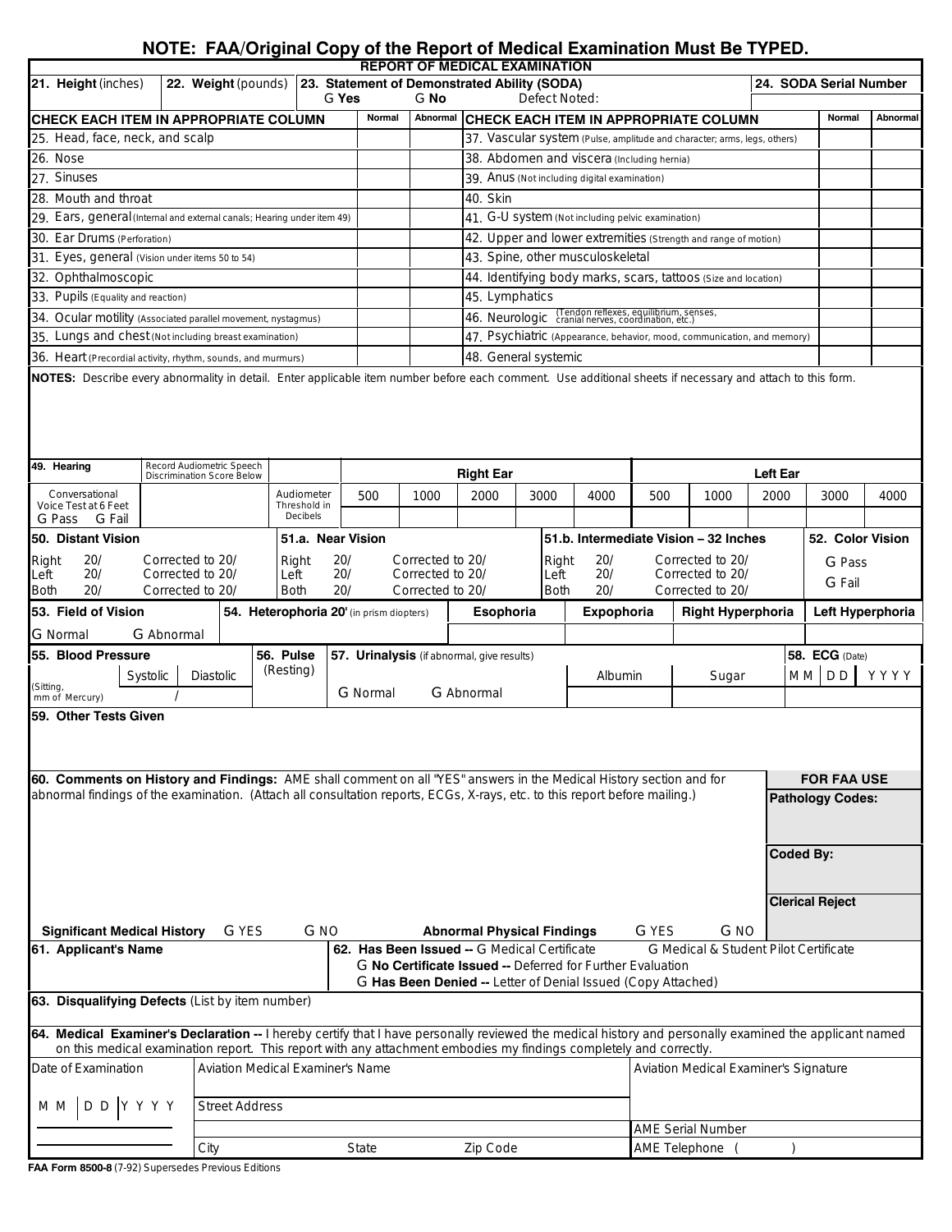# NOTE: FAA/Original Copy of the Report of Medical Examination Must Be TYPED.

## REPORT OF MEDICAL EXAMINATION

| 21. Height (inches) | 22. Weight (pounds) | 23. Statement of Demonstrated Ability (SODA) G Yes G No Defect Noted: | 24. SODA Serial Number |
|---|---|---|---|
| | | | |

| CHECK EACH ITEM IN APPROPRIATE COLUMN | Normal | Abnormal | CHECK EACH ITEM IN APPROPRIATE COLUMN | Normal | Abnormal |
|---|---|---|---|---|---|
| 25. Head, face, neck, and scalp | | | 37. Vascular system (Pulse, amplitude and character; arms, legs, others) | | |
| 26. Nose | | | 38. Abdomen and viscera (Including hernia) | | |
| 27. Sinuses | | | 39. Anus (Not including digital examination) | | |
| 28. Mouth and throat | | | 40. Skin | | |
| 29. Ears, general (Internal and external canals; Hearing under item 49) | | | 41. G-U system (Not including pelvic examination) | | |
| 30. Ear Drums (Perforation) | | | 42. Upper and lower extremities (Strength and range of motion) | | |
| 31. Eyes, general (Vision under items 50 to 54) | | | 43. Spine, other musculoskeletal | | |
| 32. Ophthalmoscopic | | | 44. Identifying body marks, scars, tattoos (Size and location) | | |
| 33. Pupils (Equality and reaction) | | | 45. Lymphatics | | |
| 34. Ocular motility (Associated parallel movement, nystagmus) | | | 46. Neurologic (Tendon reflexes, equilibrium, senses, cranial nerves, coordination, etc.) | | |
| 35. Lungs and chest (Not including breast examination) | | | 47. Psychiatric (Appearance, behavior, mood, communication, and memory) | | |
| 36. Heart (Precordial activity, rhythm, sounds, and murmurs) | | | 48. General systemic | | |

**NOTES:** Describe every abnormality in detail. Enter applicable item number before each comment. Use additional sheets if necessary and attach to this form.

| 49. Hearing | Record Audiometric Speech Discrimination Score Below | | Right Ear | | | | | Left Ear | | | | |
|---|---|---|---|---|---|---|---|---|---|---|---|---|
| Conversational Voice Test at 6 Feet G Pass G Fail | | Audiometer Threshold in Decibels | 500 | 1000 | 2000 | 3000 | 4000 | 500 | 1000 | 2000 | 3000 | 4000 |
| | | | | | | | | | | | | |

| 50. Distant Vision | 51.a. Near Vision | 51.b. Intermediate Vision – 32 Inches | 52. Color Vision |
|---|---|---|---|
| Right 20/ Corrected to 20/ | Right 20/ Corrected to 20/ | Right 20/ Corrected to 20/ | G Pass |
| Left 20/ Corrected to 20/ | Left 20/ Corrected to 20/ | Left 20/ Corrected to 20/ | G Fail |
| Both 20/ Corrected to 20/ | Both 20/ Corrected to 20/ | Both 20/ Corrected to 20/ | |

| 53. Field of Vision | 54. Heterophoria 20' (in prism diopters) | Esophoria | Expophoria | Right Hyperphoria | Left Hyperphoria |
|---|---|---|---|---|---|
| G Normal G Abnormal | | | | | |

| 55. Blood Pressure (Sitting, mm of Mercury) Systolic / Diastolic | 56. Pulse (Resting) | 57. Urinalysis (if abnormal, give results) G Normal G Abnormal | Albumin | Sugar | 58. ECG (Date) MM DD YYYY |
|---|---|---|---|---|---|
| / | | | | | |

**59. Other Tests Given**

**60. Comments on History and Findings:** AME shall comment on all "YES" answers in the Medical History section and for abnormal findings of the examination. (Attach all consultation reports, ECGs, X-rays, etc. to this report before mailing.)

**FOR FAA USE**

**Pathology Codes:**

**Coded By:**

**Clerical Reject**

**Significant Medical History** G YES G NO **Abnormal Physical Findings** G YES G NO

**61. Applicant's Name**

**62. Has Been Issued --** G Medical Certificate G Medical & Student Pilot Certificate
G **No Certificate Issued --** Deferred for Further Evaluation
G **Has Been Denied --** Letter of Denial Issued (Copy Attached)

**63. Disqualifying Defects** (List by item number)

**64. Medical Examiner's Declaration --** I hereby certify that I have personally reviewed the medical history and personally examined the applicant named on this medical examination report. This report with any attachment embodies my findings completely and correctly.

| Date of Examination | Aviation Medical Examiner's Name | | | Aviation Medical Examiner's Signature |
|---|---|---|---|---|
| MM DD YYYY | Street Address | | | |
| | | | | AME Serial Number |
| | City | State | Zip Code | AME Telephone ( ) |

**FAA Form 8500-8** (7-92) Supersedes Previous Editions